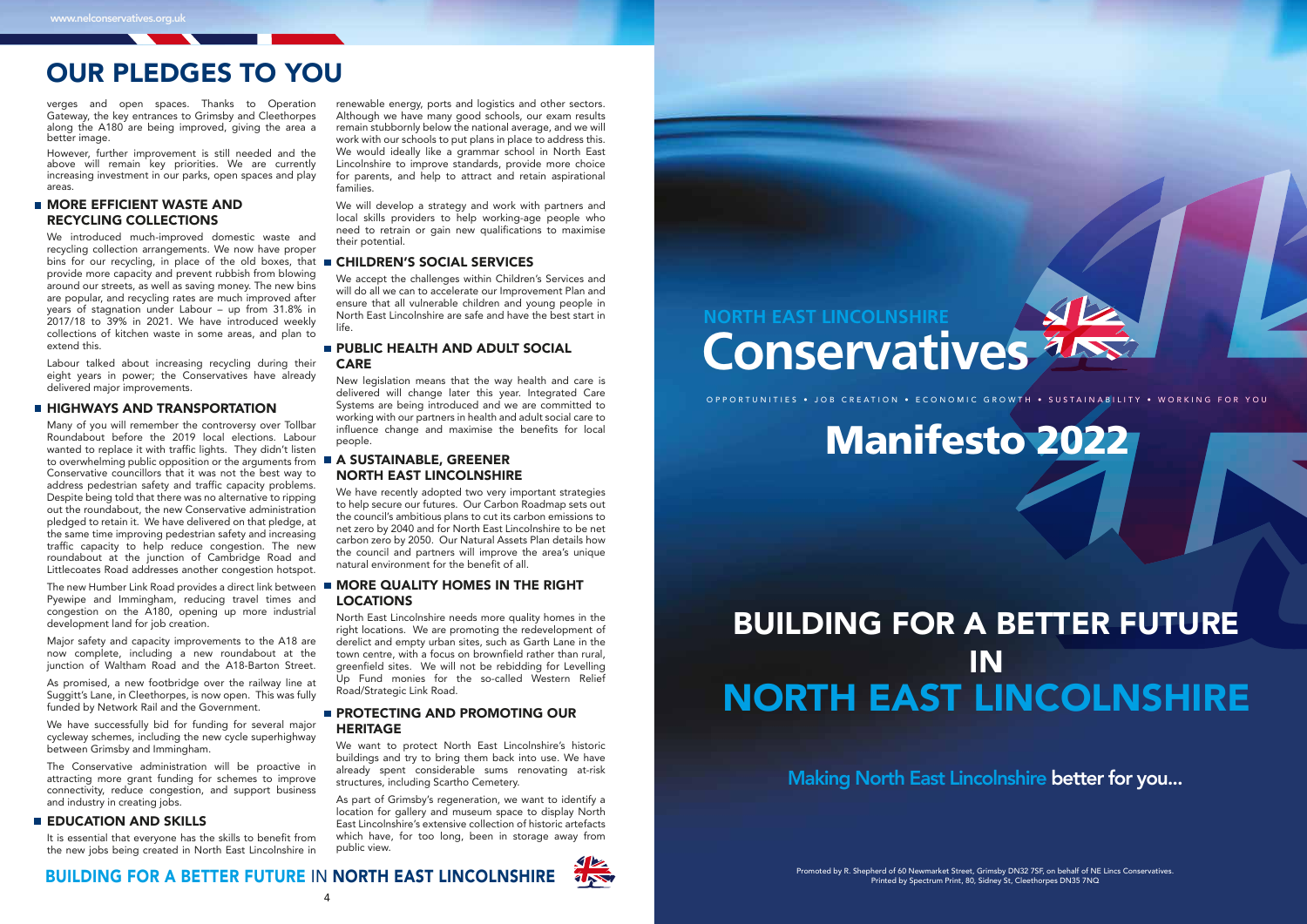# OUR PLEDGES TO YOU

verges and open spaces. Thanks to Operation Gateway, the key entrances to Grimsby and Cleethorpes along the A180 are being improved, giving the area a better image.

However, further improvement is still needed and the above will remain key priorities. We are currently increasing investment in our parks, open spaces and play areas.

## MORE EFFICIENT WASTE AND RECYCLING COLLECTIONS

We introduced much-improved domestic waste and recycling collection arrangements. We now have proper bins for our recycling, in place of the old boxes, that provide more capacity and prevent rubbish from blowing around our streets, as well as saving money. The new bins are popular, and recycling rates are much improved after years of stagnation under Labour – up from 31.8% in 2017/18 to 39% in 2021. We have introduced weekly collections of kitchen waste in some areas, and plan to extend this.

Labour talked about increasing recycling during their eight years in power; the Conservatives have already delivered major improvements.

## HIGHWAYS AND TRANSPORTATION

Many of you will remember the controversy over Tollbar Roundabout before the 2019 local elections. Labour wanted to replace it with traffic lights. They didn't listen to overwhelming public opposition or the arguments from Conservative councillors that it was not the best way to address pedestrian safety and traffic capacity problems. Despite being told that there was no alternative to ripping out the roundabout, the new Conservative administration pledged to retain it. We have delivered on that pledge, at the same time improving pedestrian safety and increasing traffic capacity to help reduce congestion. The new roundabout at the junction of Cambridge Road and Littlecoates Road addresses another congestion hotspot.

The new Humber Link Road provides a direct link between Pyewipe and Immingham, reducing travel times and congestion on the A180, opening up more industrial development land for job creation.

Major safety and capacity improvements to the A18 are now complete, including a new roundabout at the junction of Waltham Road and the A18-Barton Street.

As promised, a new footbridge over the railway line at Suggitt's Lane, in Cleethorpes, is now open. This was fully funded by Network Rail and the Government.

We have successfully bid for funding for several major cycleway schemes, including the new cycle superhighway between Grimsby and Immingham.

The Conservative administration will be proactive in attracting more grant funding for schemes to improve connectivity, reduce congestion, and support business and industry in creating jobs.

## EDUCATION AND SKILLS

It is essential that everyone has the skills to benefit from the new jobs being created in North East Lincolnshire in renewable energy, ports and logistics and other sectors. Although we have many good schools, our exam results remain stubbornly below the national average, and we will work with our schools to put plans in place to address this. We would ideally like a grammar school in North East Lincolnshire to improve standards, provide more choice for parents, and help to attract and retain aspirational families.

We will develop a strategy and work with partners and local skills providers to help working-age people who need to retrain or gain new qualifications to maximise their potential.

## CHILDREN'S SOCIAL SERVICES

We accept the challenges within Children's Services and will do all we can to accelerate our Improvement Plan and ensure that all vulnerable children and young people in North East Lincolnshire are safe and have the best start in life.

## PUBLIC HEALTH AND ADULT SOCIAL CARE

New legislation means that the way health and care is delivered will change later this year. Integrated Care Systems are being introduced and we are committed to working with our partners in health and adult social care to influence change and maximise the benefits for local people.

## A SUSTAINABLE, GREENER NORTH EAST LINCOLNSHIRE

We have recently adopted two very important strategies to help secure our futures. Our Carbon Roadmap sets out the council's ambitious plans to cut its carbon emissions to net zero by 2040 and for North East Lincolnshire to be net carbon zero by 2050. Our Natural Assets Plan details how the council and partners will improve the area's unique natural environment for the benefit of all.

## MORE QUALITY HOMES IN THE RIGHT LOCATIONS

North East Lincolnshire needs more quality homes in the right locations. We are promoting the redevelopment of derelict and empty urban sites, such as Garth Lane in the town centre, with a focus on brownfield rather than rural, greenfield sites. We will not be rebidding for Levelling Up Fund monies for the so-called Western Relief Road/Strategic Link Road.

## PROTECTING AND PROMOTING OUR HERITAGE

We want to protect North East Lincolnshire's historic buildings and try to bring them back into use. We have already spent considerable sums renovating at-risk structures, including Scartho Cemetery.

As part of Grimsby's regeneration, we want to identify a location for gallery and museum space to display North East Lincolnshire's extensive collection of historic artefacts which have, for too long, been in storage away from public view.

**BUILDING FOR A BETTER FUTURE IN NORTH EAST LINCOLNSHIRE**

---

NORTH EAST LINCOLNSHIRE
# Conservatives

OPPORTUNITIES • JOB CREATION • ECONOMIC GROWTH • SUSTAINABILITY • WORKING FOR YOU

# Manifesto 2022

# BUILDING FOR A BETTER FUTURE IN NORTH EAST LINCOLNSHIRE

Making North East Lincolnshire **better for you...**

Promoted by R. Shepherd of 60 Newmarket Street, Grimsby DN32 7SF, on behalf of NE Lincs Conservatives.
Printed by Spectrum Print, 80, Sidney St, Cleethorpes DN35 7NQ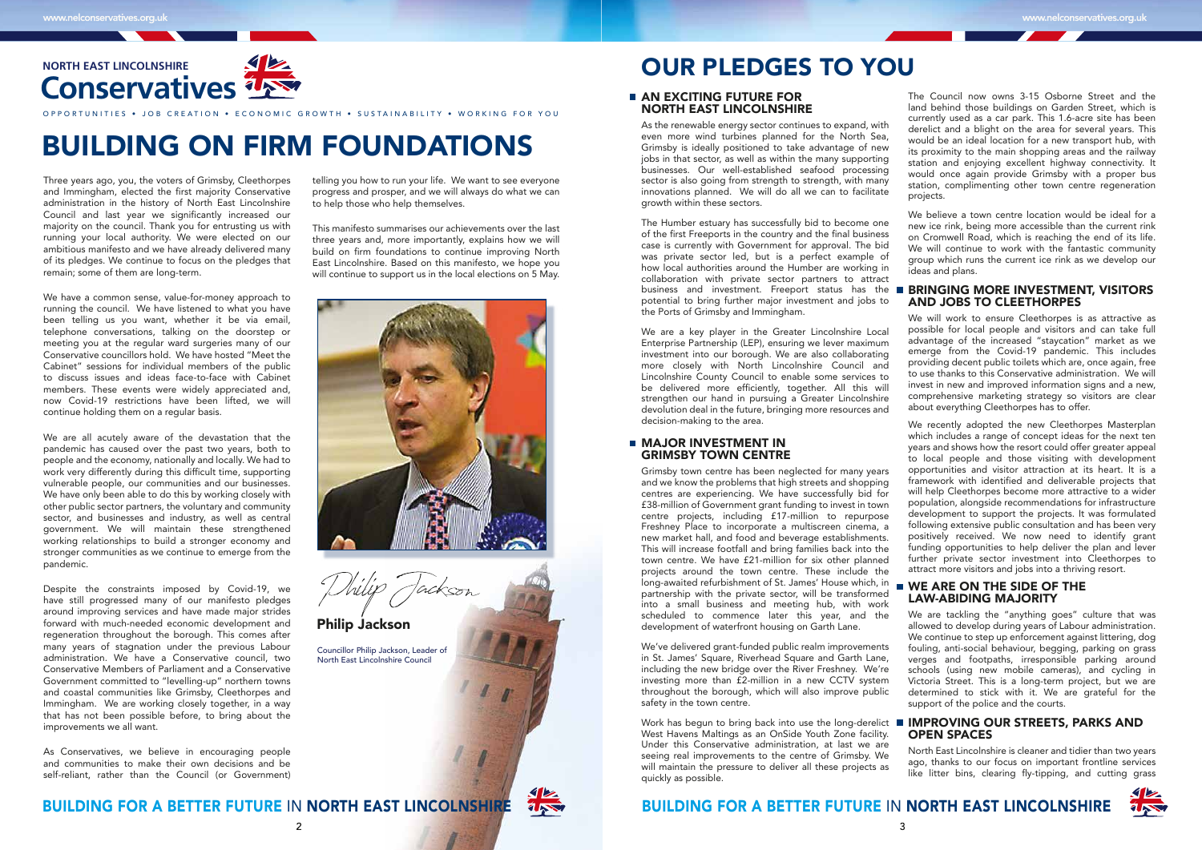**NORTH EAST LINCOLNSHIRE Conservatives**

OPPORTUNITIES • JOB CREATION • ECONOMIC GROWTH • SUSTAINABILITY • WORKING FOR YOU

# BUILDING ON FIRM FOUNDATIONS

Three years ago, you, the voters of Grimsby, Cleethorpes and Immingham, elected the first majority Conservative administration in the history of North East Lincolnshire Council and last year we significantly increased our majority on the council. Thank you for entrusting us with running your local authority. We were elected on our ambitious manifesto and we have already delivered many of its pledges. We continue to focus on the pledges that remain; some of them are long-term.

We have a common sense, value-for-money approach to running the council. We have listened to what you have been telling us you want, whether it be via email, telephone conversations, talking on the doorstep or meeting you at the regular ward surgeries many of our Conservative councillors hold. We have hosted "Meet the Cabinet" sessions for individual members of the public to discuss issues and ideas face-to-face with Cabinet members. These events were widely appreciated and, now Covid-19 restrictions have been lifted, we will continue holding them on a regular basis.

We are all acutely aware of the devastation that the pandemic has caused over the past two years, both to people and the economy, nationally and locally. We had to work very differently during this difficult time, supporting vulnerable people, our communities and our businesses. We have only been able to do this by working closely with other public sector partners, the voluntary and community sector, and businesses and industry, as well as central government. We will maintain these strengthened working relationships to build a stronger economy and stronger communities as we continue to emerge from the pandemic.

Despite the constraints imposed by Covid-19, we have still progressed many of our manifesto pledges around improving services and have made major strides forward with much-needed economic development and regeneration throughout the borough. This comes after many years of stagnation under the previous Labour administration. We have a Conservative council, two Conservative Members of Parliament and a Conservative Government committed to "levelling-up" northern towns and coastal communities like Grimsby, Cleethorpes and Immingham. We are working closely together, in a way that has not been possible before, to bring about the improvements we all want.

As Conservatives, we believe in encouraging people and communities to make their own decisions and be self-reliant, rather than the Council (or Government) telling you how to run your life. We want to see everyone progress and prosper, and we will always do what we can to help those who help themselves.

This manifesto summarises our achievements over the last three years and, more importantly, explains how we will build on firm foundations to continue improving North East Lincolnshire. Based on this manifesto, we hope you will continue to support us in the local elections on 5 May.

*Philip Jackson*

**Philip Jackson**

Councillor Philip Jackson, Leader of North East Lincolnshire Council

**BUILDING FOR A BETTER FUTURE IN NORTH EAST LINCOLNSHIRE**

# OUR PLEDGES TO YOU

## AN EXCITING FUTURE FOR NORTH EAST LINCOLNSHIRE

As the renewable energy sector continues to expand, with even more wind turbines planned for the North Sea, Grimsby is ideally positioned to take advantage of new jobs in that sector, as well as within the many supporting businesses. Our well-established seafood processing sector is also going from strength to strength, with many innovations planned. We will do all we can to facilitate growth within these sectors.

The Humber estuary has successfully bid to become one of the first Freeports in the country and the final business case is currently with Government for approval. The bid was private sector led, but is a perfect example of how local authorities around the Humber are working in collaboration with private sector partners to attract business and investment. Freeport status has the potential to bring further major investment and jobs to the Ports of Grimsby and Immingham.

We are a key player in the Greater Lincolnshire Local Enterprise Partnership (LEP), ensuring we lever maximum investment into our borough. We are also collaborating more closely with North Lincolnshire Council and Lincolnshire County Council to enable some services to be delivered more efficiently, together. All this will strengthen our hand in pursuing a Greater Lincolnshire devolution deal in the future, bringing more resources and decision-making to the area.

## MAJOR INVESTMENT IN GRIMSBY TOWN CENTRE

Grimsby town centre has been neglected for many years and we know the problems that high streets and shopping centres are experiencing. We have successfully bid for £38-million of Government grant funding to invest in town centre projects, including £17-million to repurpose Freshney Place to incorporate a multiscreen cinema, a new market hall, and food and beverage establishments. This will increase footfall and bring families back into the town centre. We have £21-million for six other planned projects around the town centre. These include the long-awaited refurbishment of St. James' House which, in partnership with the private sector, will be transformed into a small business and meeting hub, with work scheduled to commence later this year, and the development of waterfront housing on Garth Lane.

We've delivered grant-funded public realm improvements in St. James' Square, Riverhead Square and Garth Lane, including the new bridge over the River Freshney. We're investing more than £2-million in a new CCTV system throughout the borough, which will also improve public safety in the town centre.

Work has begun to bring back into use the long-derelict West Havens Maltings as an OnSide Youth Zone facility. Under this Conservative administration, at last we are seeing real improvements to the centre of Grimsby. We will maintain the pressure to deliver all these projects as quickly as possible.

The Council now owns 3-15 Osborne Street and the land behind those buildings on Garden Street, which is currently used as a car park. This 1.6-acre site has been derelict and a blight on the area for several years. This would be an ideal location for a new transport hub, with its proximity to the main shopping areas and the railway station and enjoying excellent highway connectivity. It would once again provide Grimsby with a proper bus station, complimenting other town centre regeneration projects.

We believe a town centre location would be ideal for a new ice rink, being more accessible than the current rink on Cromwell Road, which is reaching the end of its life. We will continue to work with the fantastic community group which runs the current ice rink as we develop our ideas and plans.

## BRINGING MORE INVESTMENT, VISITORS AND JOBS TO CLEETHORPES

We will work to ensure Cleethorpes is as attractive as possible for local people and visitors and can take full advantage of the increased "staycation" market as we emerge from the Covid-19 pandemic. This includes providing decent public toilets which are, once again, free to use thanks to this Conservative administration. We will invest in new and improved information signs and a new, comprehensive marketing strategy so visitors are clear about everything Cleethorpes has to offer.

We recently adopted the new Cleethorpes Masterplan which includes a range of concept ideas for the next ten years and shows how the resort could offer greater appeal to local people and those visiting with development opportunities and visitor attraction at its heart. It is a framework with identified and deliverable projects that will help Cleethorpes become more attractive to a wider population, alongside recommendations for infrastructure development to support the projects. It was formulated following extensive public consultation and has been very positively received. We now need to identify grant funding opportunities to help deliver the plan and lever further private sector investment into Cleethorpes to attract more visitors and jobs into a thriving resort.

## WE ARE ON THE SIDE OF THE LAW-ABIDING MAJORITY

We are tackling the "anything goes" culture that was allowed to develop during years of Labour administration. We continue to step up enforcement against littering, dog fouling, anti-social behaviour, begging, parking on grass verges and footpaths, irresponsible parking around schools (using new mobile cameras), and cycling in Victoria Street. This is a long-term project, but we are determined to stick with it. We are grateful for the support of the police and the courts.

## IMPROVING OUR STREETS, PARKS AND OPEN SPACES

North East Lincolnshire is cleaner and tidier than two years ago, thanks to our focus on important frontline services like litter bins, clearing fly-tipping, and cutting grass

**BUILDING FOR A BETTER FUTURE IN NORTH EAST LINCOLNSHIRE**